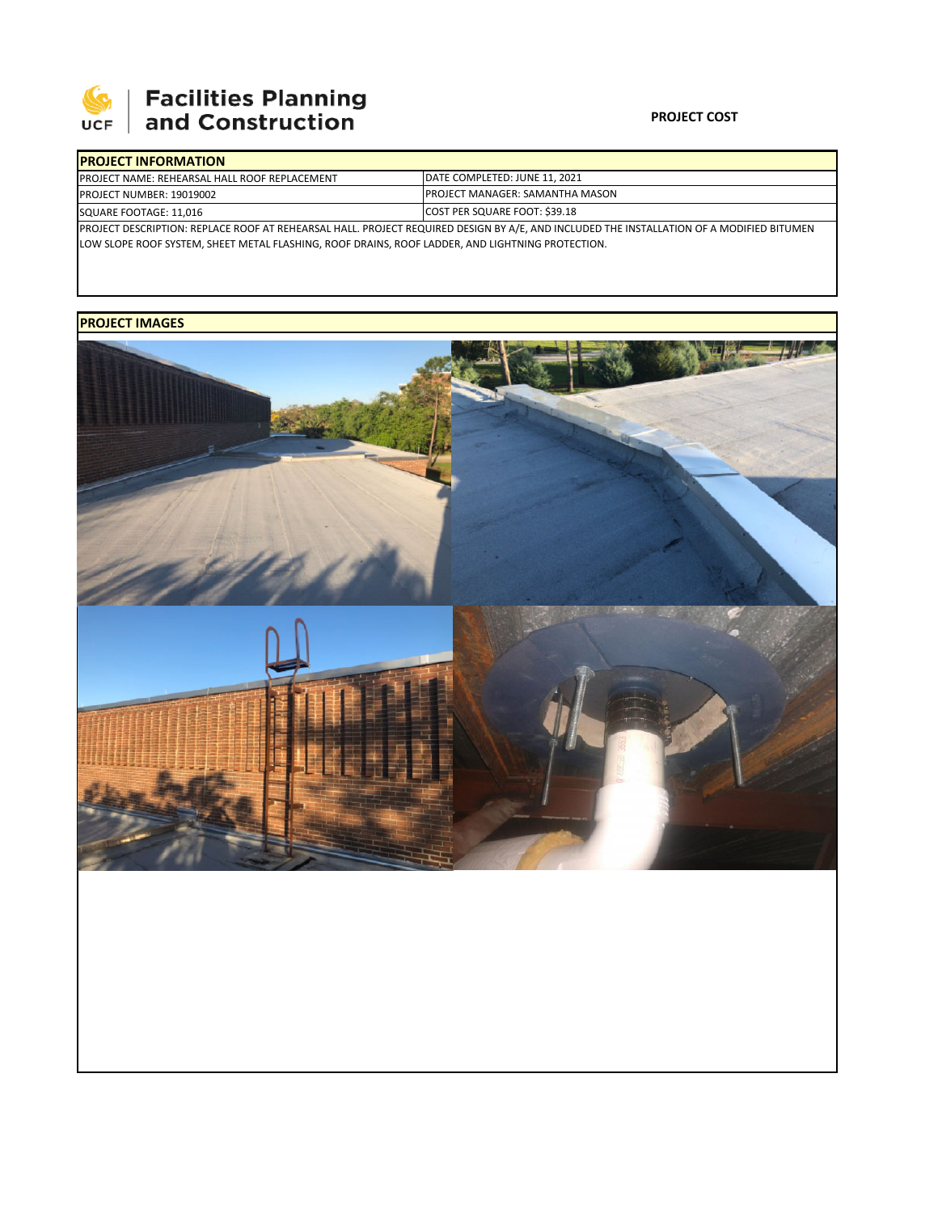**Facilities Planning and Construction**

**PROJECT COST**

| **PROJECT INFORMATION** | |
|---|---|
| PROJECT NAME: REHEARSAL HALL ROOF REPLACEMENT | DATE COMPLETED: JUNE 11, 2021 |
| PROJECT NUMBER: 19019002 | PROJECT MANAGER: SAMANTHA MASON |
| SQUARE FOOTAGE: 11,016 | COST PER SQUARE FOOT: $39.18 |

PROJECT DESCRIPTION: REPLACE ROOF AT REHEARSAL HALL. PROJECT REQUIRED DESIGN BY A/E, AND INCLUDED THE INSTALLATION OF A MODIFIED BITUMEN LOW SLOPE ROOF SYSTEM, SHEET METAL FLASHING, ROOF DRAINS, ROOF LADDER, AND LIGHTNING PROTECTION.

**PROJECT IMAGES**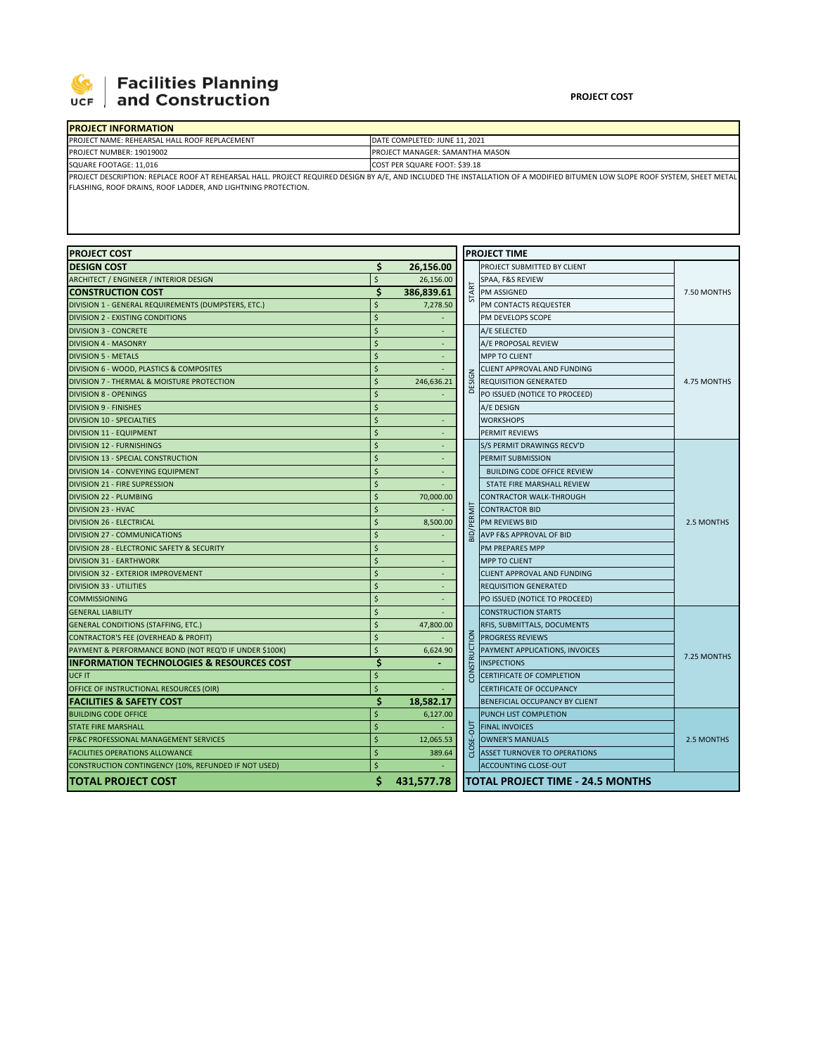**Facilities Planning and Construction**

**PROJECT COST**

| **PROJECT INFORMATION** | |
|---|---|
| PROJECT NAME: REHEARSAL HALL ROOF REPLACEMENT | DATE COMPLETED: JUNE 11, 2021 |
| PROJECT NUMBER: 19019002 | PROJECT MANAGER: SAMANTHA MASON |
| SQUARE FOOTAGE: 11,016 | COST PER SQUARE FOOT: $39.18 |

PROJECT DESCRIPTION: REPLACE ROOF AT REHEARSAL HALL. PROJECT REQUIRED DESIGN BY A/E, AND INCLUDED THE INSTALLATION OF A MODIFIED BITUMEN LOW SLOPE ROOF SYSTEM, SHEET METAL FLASHING, ROOF DRAINS, ROOF LADDER, AND LIGHTNING PROTECTION.

| **PROJECT COST** | | |
|---|---|---|
| **DESIGN COST** | **$** | **26,156.00** |
| ARCHITECT / ENGINEER / INTERIOR DESIGN | $ | 26,156.00 |
| **CONSTRUCTION COST** | **$** | **386,839.61** |
| DIVISION 1 - GENERAL REQUIREMENTS (DUMPSTERS, ETC.) | $ | 7,278.50 |
| DIVISION 2 - EXISTING CONDITIONS | $ | - |
| DIVISION 3 - CONCRETE | $ | - |
| DIVISION 4 - MASONRY | $ | - |
| DIVISION 5 - METALS | $ | - |
| DIVISION 6 - WOOD, PLASTICS & COMPOSITES | $ | - |
| DIVISION 7 - THERMAL & MOISTURE PROTECTION | $ | 246,636.21 |
| DIVISION 8 - OPENINGS | $ | - |
| DIVISION 9 - FINISHES | $ | |
| DIVISION 10 - SPECIALTIES | $ | - |
| DIVISION 11 - EQUIPMENT | $ | - |
| DIVISION 12 - FURNISHINGS | $ | - |
| DIVISION 13 - SPECIAL CONSTRUCTION | $ | - |
| DIVISION 14 - CONVEYING EQUIPMENT | $ | - |
| DIVISION 21 - FIRE SUPRESSION | $ | - |
| DIVISION 22 - PLUMBING | $ | 70,000.00 |
| DIVISION 23 - HVAC | $ | - |
| DIVISION 26 - ELECTRICAL | $ | 8,500.00 |
| DIVISION 27 - COMMUNICATIONS | $ | - |
| DIVISION 28 - ELECTRONIC SAFETY & SECURITY | $ | |
| DIVISION 31 - EARTHWORK | $ | - |
| DIVISION 32 - EXTERIOR IMPROVEMENT | $ | - |
| DIVISION 33 - UTILITIES | $ | - |
| COMMISSIONING | $ | - |
| GENERAL LIABILITY | $ | - |
| GENERAL CONDITIONS (STAFFING, ETC.) | $ | 47,800.00 |
| CONTRACTOR'S FEE (OVERHEAD & PROFIT) | $ | - |
| PAYMENT & PERFORMANCE BOND (NOT REQ'D IF UNDER $100K) | $ | 6,624.90 |
| **INFORMATION TECHNOLOGIES & RESOURCES COST** | **$** | **-** |
| UCF IT | $ | |
| OFFICE OF INSTRUCTIONAL RESOURCES (OIR) | $ | - |
| **FACILITIES & SAFETY COST** | **$** | **18,582.17** |
| BUILDING CODE OFFICE | $ | 6,127.00 |
| STATE FIRE MARSHALL | $ | - |
| FP&C PROFESSIONAL MANAGEMENT SERVICES | $ | 12,065.53 |
| FACILITIES OPERATIONS ALLOWANCE | $ | 389.64 |
| CONSTRUCTION CONTINGENCY (10%, REFUNDED IF NOT USED) | $ | - |
| **TOTAL PROJECT COST** | **$** | **431,577.78** |

| **PROJECT TIME** | | |
|---|---|---|
| START | PROJECT SUBMITTED BY CLIENT | 7.50 MONTHS |
| | SPAA, F&S REVIEW | |
| | PM ASSIGNED | |
| | PM CONTACTS REQUESTER | |
| | PM DEVELOPS SCOPE | |
| DESIGN | A/E SELECTED | 4.75 MONTHS |
| | A/E PROPOSAL REVIEW | |
| | MPP TO CLIENT | |
| | CLIENT APPROVAL AND FUNDING | |
| | REQUISITION GENERATED | |
| | PO ISSUED (NOTICE TO PROCEED) | |
| | A/E DESIGN | |
| | WORKSHOPS | |
| | PERMIT REVIEWS | |
| BID/PERMIT | S/S PERMIT DRAWINGS RECV'D | 2.5 MONTHS |
| | PERMIT SUBMISSION | |
| | BUILDING CODE OFFICE REVIEW | |
| | STATE FIRE MARSHALL REVIEW | |
| | CONTRACTOR WALK-THROUGH | |
| | CONTRACTOR BID | |
| | PM REVIEWS BID | |
| | AVP F&S APPROVAL OF BID | |
| | PM PREPARES MPP | |
| | MPP TO CLIENT | |
| | CLIENT APPROVAL AND FUNDING | |
| | REQUISITION GENERATED | |
| | PO ISSUED (NOTICE TO PROCEED) | |
| CONSTRUCTION | CONSTRUCTION STARTS | 7.25 MONTHS |
| | RFIS, SUBMITTALS, DOCUMENTS | |
| | PROGRESS REVIEWS | |
| | PAYMENT APPLICATIONS, INVOICES | |
| | INSPECTIONS | |
| | CERTIFICATE OF COMPLETION | |
| | CERTIFICATE OF OCCUPANCY | |
| | BENEFICIAL OCCUPANCY BY CLIENT | |
| CLOSE-OUT | PUNCH LIST COMPLETION | 2.5 MONTHS |
| | FINAL INVOICES | |
| | OWNER'S MANUALS | |
| | ASSET TURNOVER TO OPERATIONS | |
| | ACCOUNTING CLOSE-OUT | |
| **TOTAL PROJECT TIME - 24.5 MONTHS** | | |